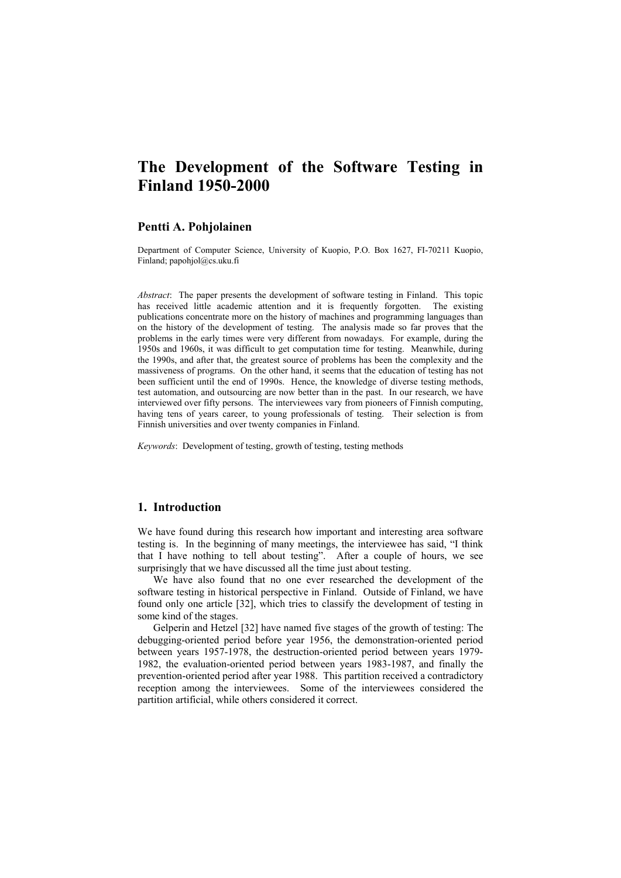# The Development of the Software Testing in Finland 1950-2000

**Pentti A. Pohjolainen**

Department of Computer Science, University of Kuopio, P.O. Box 1627, FI-70211 Kuopio, Finland; papohjol@cs.uku.fi

*Abstract*: The paper presents the development of software testing in Finland. This topic has received little academic attention and it is frequently forgotten. The existing publications concentrate more on the history of machines and programming languages than on the history of the development of testing. The analysis made so far proves that the problems in the early times were very different from nowadays. For example, during the 1950s and 1960s, it was difficult to get computation time for testing. Meanwhile, during the 1990s, and after that, the greatest source of problems has been the complexity and the massiveness of programs. On the other hand, it seems that the education of testing has not been sufficient until the end of 1990s. Hence, the knowledge of diverse testing methods, test automation, and outsourcing are now better than in the past. In our research, we have interviewed over fifty persons. The interviewees vary from pioneers of Finnish computing, having tens of years career, to young professionals of testing. Their selection is from Finnish universities and over twenty companies in Finland.

*Keywords*: Development of testing, growth of testing, testing methods

## 1. Introduction

We have found during this research how important and interesting area software testing is. In the beginning of many meetings, the interviewee has said, "I think that I have nothing to tell about testing". After a couple of hours, we see surprisingly that we have discussed all the time just about testing.

We have also found that no one ever researched the development of the software testing in historical perspective in Finland. Outside of Finland, we have found only one article [32], which tries to classify the development of testing in some kind of the stages.

Gelperin and Hetzel [32] have named five stages of the growth of testing: The debugging-oriented period before year 1956, the demonstration-oriented period between years 1957-1978, the destruction-oriented period between years 1979-1982, the evaluation-oriented period between years 1983-1987, and finally the prevention-oriented period after year 1988. This partition received a contradictory reception among the interviewees. Some of the interviewees considered the partition artificial, while others considered it correct.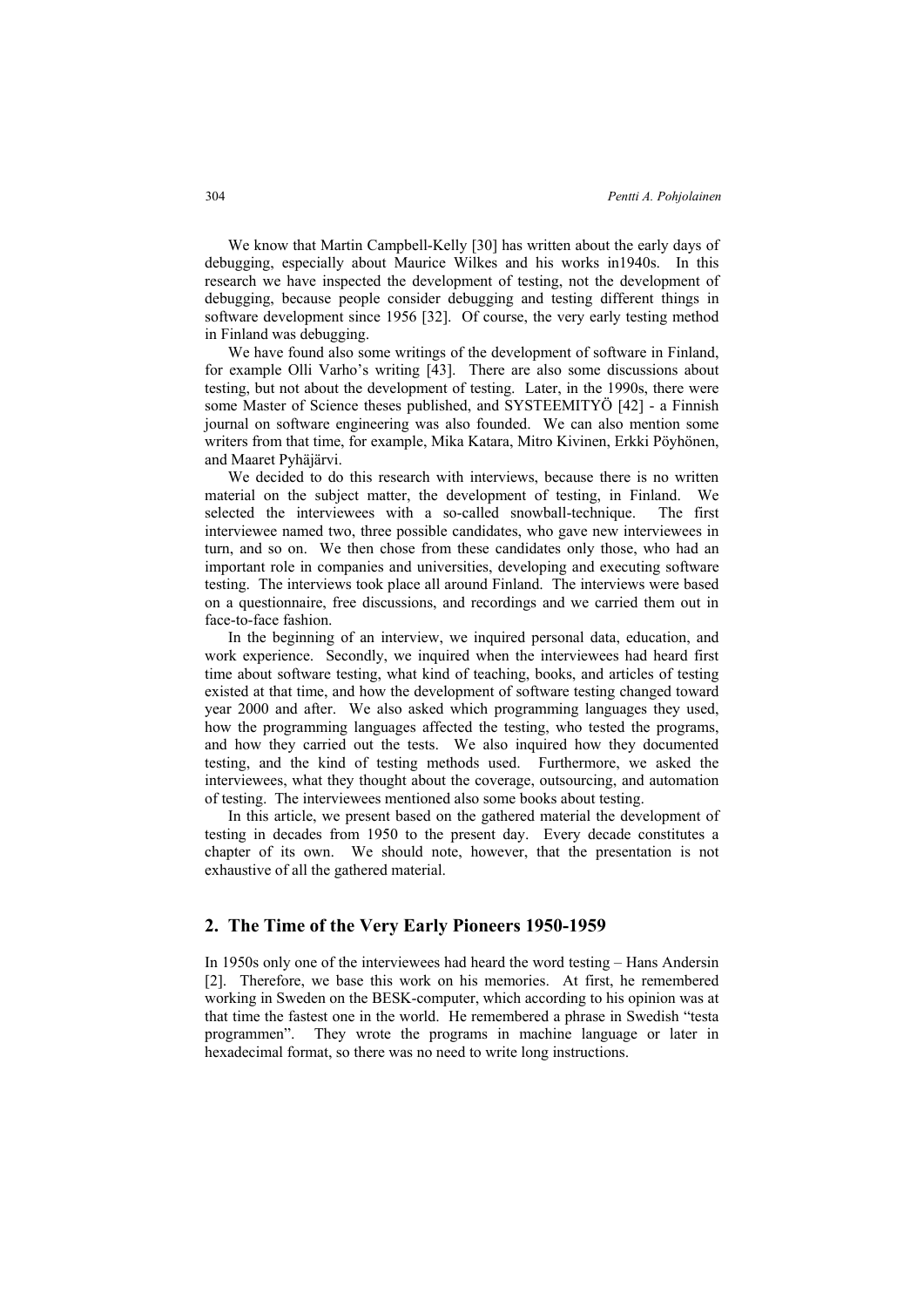We know that Martin Campbell-Kelly [30] has written about the early days of debugging, especially about Maurice Wilkes and his works in1940s. In this research we have inspected the development of testing, not the development of debugging, because people consider debugging and testing different things in software development since 1956 [32]. Of course, the very early testing method in Finland was debugging.

We have found also some writings of the development of software in Finland, for example Olli Varho's writing [43]. There are also some discussions about testing, but not about the development of testing. Later, in the 1990s, there were some Master of Science theses published, and SYSTEEMITYÖ [42] - a Finnish journal on software engineering was also founded. We can also mention some writers from that time, for example, Mika Katara, Mitro Kivinen, Erkki Pöyhönen, and Maaret Pyhäjärvi.

We decided to do this research with interviews, because there is no written material on the subject matter, the development of testing, in Finland. We selected the interviewees with a so-called snowball-technique. The first interviewee named two, three possible candidates, who gave new interviewees in turn, and so on. We then chose from these candidates only those, who had an important role in companies and universities, developing and executing software testing. The interviews took place all around Finland. The interviews were based on a questionnaire, free discussions, and recordings and we carried them out in face-to-face fashion.

In the beginning of an interview, we inquired personal data, education, and work experience. Secondly, we inquired when the interviewees had heard first time about software testing, what kind of teaching, books, and articles of testing existed at that time, and how the development of software testing changed toward year 2000 and after. We also asked which programming languages they used, how the programming languages affected the testing, who tested the programs, and how they carried out the tests. We also inquired how they documented testing, and the kind of testing methods used. Furthermore, we asked the interviewees, what they thought about the coverage, outsourcing, and automation of testing. The interviewees mentioned also some books about testing.

In this article, we present based on the gathered material the development of testing in decades from 1950 to the present day. Every decade constitutes a chapter of its own. We should note, however, that the presentation is not exhaustive of all the gathered material.

## 2. The Time of the Very Early Pioneers 1950-1959

In 1950s only one of the interviewees had heard the word testing – Hans Andersin [2]. Therefore, we base this work on his memories. At first, he remembered working in Sweden on the BESK-computer, which according to his opinion was at that time the fastest one in the world. He remembered a phrase in Swedish "testa programmen". They wrote the programs in machine language or later in hexadecimal format, so there was no need to write long instructions.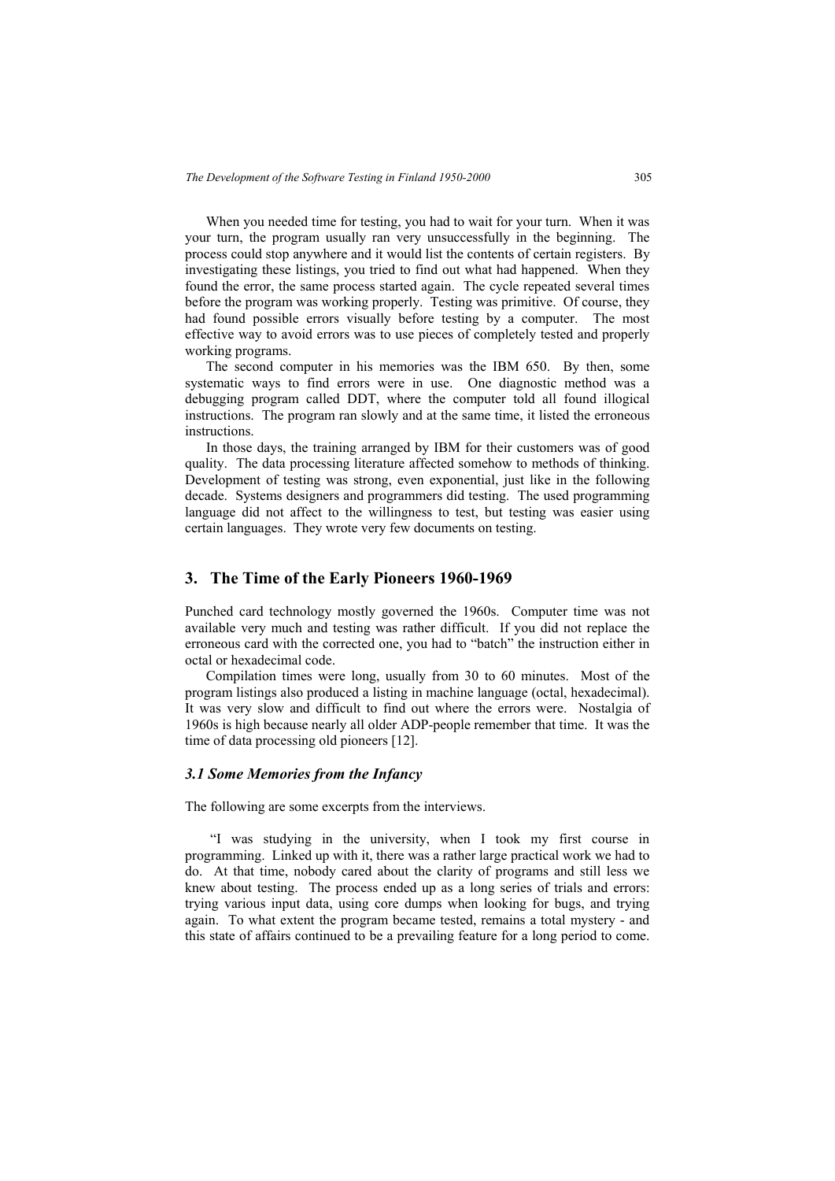When you needed time for testing, you had to wait for your turn. When it was your turn, the program usually ran very unsuccessfully in the beginning. The process could stop anywhere and it would list the contents of certain registers. By investigating these listings, you tried to find out what had happened. When they found the error, the same process started again. The cycle repeated several times before the program was working properly. Testing was primitive. Of course, they had found possible errors visually before testing by a computer. The most effective way to avoid errors was to use pieces of completely tested and properly working programs.

The second computer in his memories was the IBM 650. By then, some systematic ways to find errors were in use. One diagnostic method was a debugging program called DDT, where the computer told all found illogical instructions. The program ran slowly and at the same time, it listed the erroneous instructions.

In those days, the training arranged by IBM for their customers was of good quality. The data processing literature affected somehow to methods of thinking. Development of testing was strong, even exponential, just like in the following decade. Systems designers and programmers did testing. The used programming language did not affect to the willingness to test, but testing was easier using certain languages. They wrote very few documents on testing.

## 3. The Time of the Early Pioneers 1960-1969

Punched card technology mostly governed the 1960s. Computer time was not available very much and testing was rather difficult. If you did not replace the erroneous card with the corrected one, you had to "batch" the instruction either in octal or hexadecimal code.

Compilation times were long, usually from 30 to 60 minutes. Most of the program listings also produced a listing in machine language (octal, hexadecimal). It was very slow and difficult to find out where the errors were. Nostalgia of 1960s is high because nearly all older ADP-people remember that time. It was the time of data processing old pioneers [12].

### *3.1 Some Memories from the Infancy*

The following are some excerpts from the interviews.

"I was studying in the university, when I took my first course in programming. Linked up with it, there was a rather large practical work we had to do. At that time, nobody cared about the clarity of programs and still less we knew about testing. The process ended up as a long series of trials and errors: trying various input data, using core dumps when looking for bugs, and trying again. To what extent the program became tested, remains a total mystery - and this state of affairs continued to be a prevailing feature for a long period to come.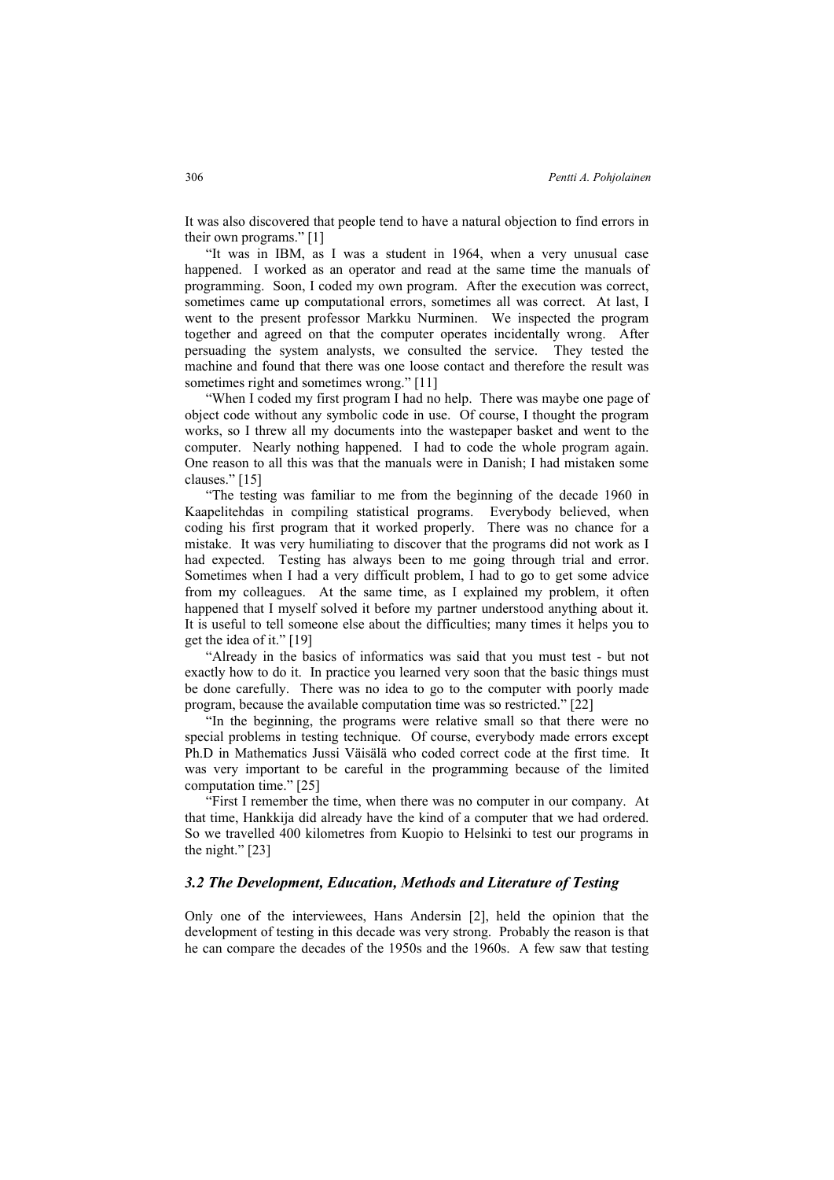It was also discovered that people tend to have a natural objection to find errors in their own programs." [1]

"It was in IBM, as I was a student in 1964, when a very unusual case happened. I worked as an operator and read at the same time the manuals of programming. Soon, I coded my own program. After the execution was correct, sometimes came up computational errors, sometimes all was correct. At last, I went to the present professor Markku Nurminen. We inspected the program together and agreed on that the computer operates incidentally wrong. After persuading the system analysts, we consulted the service. They tested the machine and found that there was one loose contact and therefore the result was sometimes right and sometimes wrong." [11]

"When I coded my first program I had no help. There was maybe one page of object code without any symbolic code in use. Of course, I thought the program works, so I threw all my documents into the wastepaper basket and went to the computer. Nearly nothing happened. I had to code the whole program again. One reason to all this was that the manuals were in Danish; I had mistaken some clauses." [15]

"The testing was familiar to me from the beginning of the decade 1960 in Kaapelitehdas in compiling statistical programs. Everybody believed, when coding his first program that it worked properly. There was no chance for a mistake. It was very humiliating to discover that the programs did not work as I had expected. Testing has always been to me going through trial and error. Sometimes when I had a very difficult problem, I had to go to get some advice from my colleagues. At the same time, as I explained my problem, it often happened that I myself solved it before my partner understood anything about it. It is useful to tell someone else about the difficulties; many times it helps you to get the idea of it." [19]

"Already in the basics of informatics was said that you must test - but not exactly how to do it. In practice you learned very soon that the basic things must be done carefully. There was no idea to go to the computer with poorly made program, because the available computation time was so restricted." [22]

"In the beginning, the programs were relative small so that there were no special problems in testing technique. Of course, everybody made errors except Ph.D in Mathematics Jussi Väisälä who coded correct code at the first time. It was very important to be careful in the programming because of the limited computation time." [25]

"First I remember the time, when there was no computer in our company. At that time, Hankkija did already have the kind of a computer that we had ordered. So we travelled 400 kilometres from Kuopio to Helsinki to test our programs in the night." [23]

### *3.2 The Development, Education, Methods and Literature of Testing*

Only one of the interviewees, Hans Andersin [2], held the opinion that the development of testing in this decade was very strong. Probably the reason is that he can compare the decades of the 1950s and the 1960s. A few saw that testing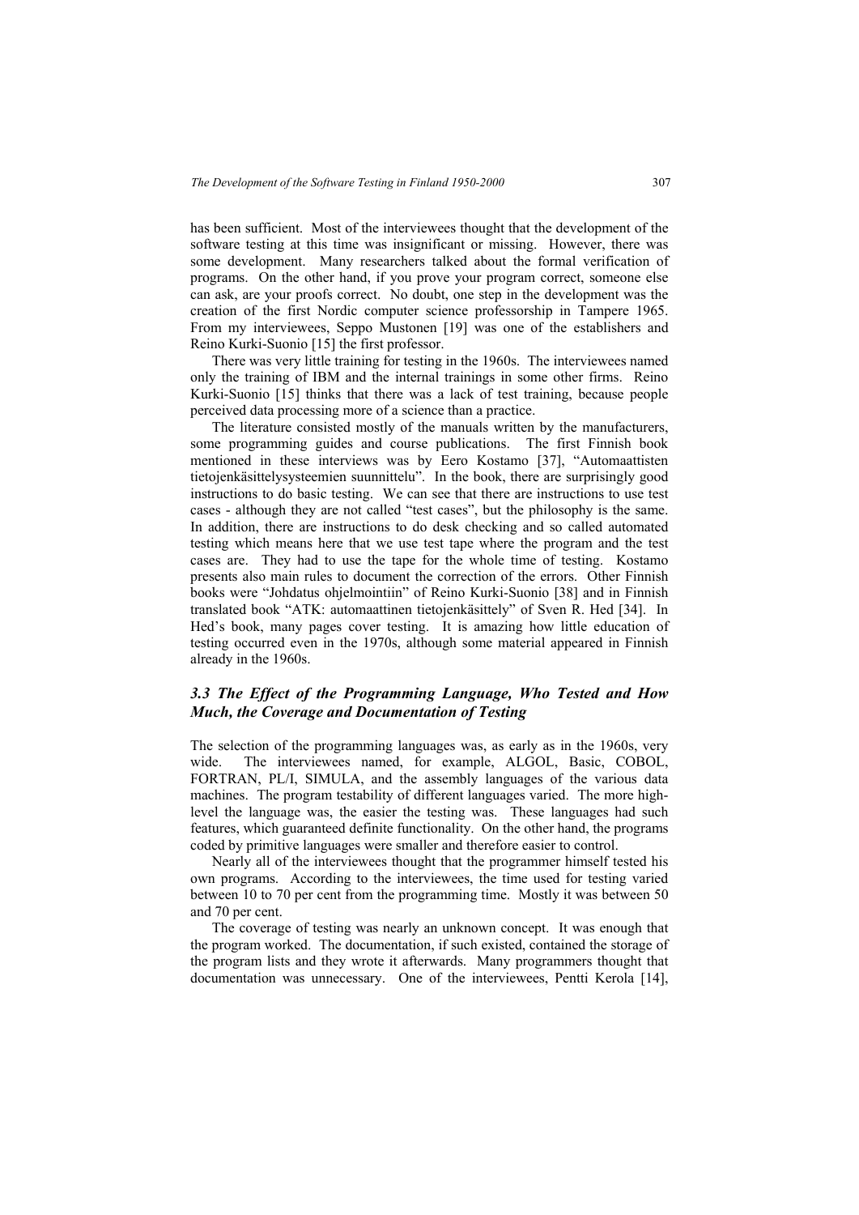has been sufficient. Most of the interviewees thought that the development of the software testing at this time was insignificant or missing. However, there was some development. Many researchers talked about the formal verification of programs. On the other hand, if you prove your program correct, someone else can ask, are your proofs correct. No doubt, one step in the development was the creation of the first Nordic computer science professorship in Tampere 1965. From my interviewees, Seppo Mustonen [19] was one of the establishers and Reino Kurki-Suonio [15] the first professor.

There was very little training for testing in the 1960s. The interviewees named only the training of IBM and the internal trainings in some other firms. Reino Kurki-Suonio [15] thinks that there was a lack of test training, because people perceived data processing more of a science than a practice.

The literature consisted mostly of the manuals written by the manufacturers, some programming guides and course publications. The first Finnish book mentioned in these interviews was by Eero Kostamo [37], "Automaattisten tietojenkäsittelysysteemien suunnittelu". In the book, there are surprisingly good instructions to do basic testing. We can see that there are instructions to use test cases - although they are not called "test cases", but the philosophy is the same. In addition, there are instructions to do desk checking and so called automated testing which means here that we use test tape where the program and the test cases are. They had to use the tape for the whole time of testing. Kostamo presents also main rules to document the correction of the errors. Other Finnish books were "Johdatus ohjelmointiin" of Reino Kurki-Suonio [38] and in Finnish translated book "ATK: automaattinen tietojenkäsittely" of Sven R. Hed [34]. In Hed's book, many pages cover testing. It is amazing how little education of testing occurred even in the 1970s, although some material appeared in Finnish already in the 1960s.

### *3.3 The Effect of the Programming Language, Who Tested and How Much, the Coverage and Documentation of Testing*

The selection of the programming languages was, as early as in the 1960s, very wide. The interviewees named, for example, ALGOL, Basic, COBOL, FORTRAN, PL/I, SIMULA, and the assembly languages of the various data machines. The program testability of different languages varied. The more high-level the language was, the easier the testing was. These languages had such features, which guaranteed definite functionality. On the other hand, the programs coded by primitive languages were smaller and therefore easier to control.

Nearly all of the interviewees thought that the programmer himself tested his own programs. According to the interviewees, the time used for testing varied between 10 to 70 per cent from the programming time. Mostly it was between 50 and 70 per cent.

The coverage of testing was nearly an unknown concept. It was enough that the program worked. The documentation, if such existed, contained the storage of the program lists and they wrote it afterwards. Many programmers thought that documentation was unnecessary. One of the interviewees, Pentti Kerola [14],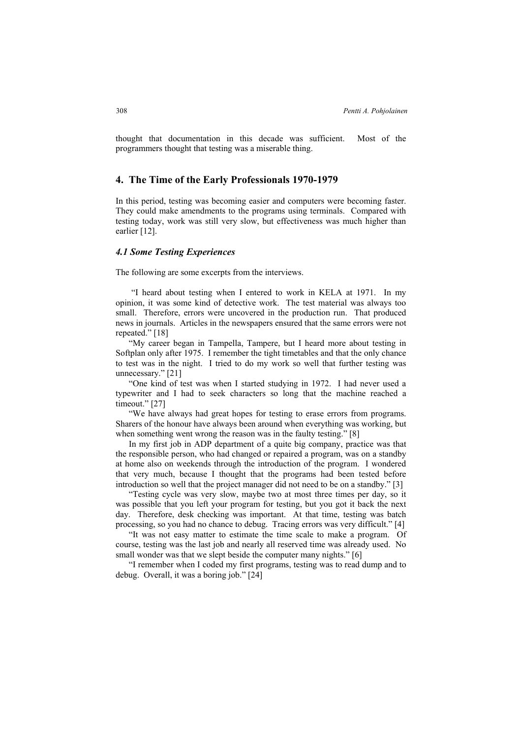thought that documentation in this decade was sufficient. Most of the programmers thought that testing was a miserable thing.

## 4. The Time of the Early Professionals 1970-1979

In this period, testing was becoming easier and computers were becoming faster. They could make amendments to the programs using terminals. Compared with testing today, work was still very slow, but effectiveness was much higher than earlier [12].

### *4.1 Some Testing Experiences*

The following are some excerpts from the interviews.

"I heard about testing when I entered to work in KELA at 1971. In my opinion, it was some kind of detective work. The test material was always too small. Therefore, errors were uncovered in the production run. That produced news in journals. Articles in the newspapers ensured that the same errors were not repeated." [18]

"My career began in Tampella, Tampere, but I heard more about testing in Softplan only after 1975. I remember the tight timetables and that the only chance to test was in the night. I tried to do my work so well that further testing was unnecessary." [21]

"One kind of test was when I started studying in 1972. I had never used a typewriter and I had to seek characters so long that the machine reached a timeout." [27]

"We have always had great hopes for testing to erase errors from programs. Sharers of the honour have always been around when everything was working, but when something went wrong the reason was in the faulty testing." [8]

In my first job in ADP department of a quite big company, practice was that the responsible person, who had changed or repaired a program, was on a standby at home also on weekends through the introduction of the program. I wondered that very much, because I thought that the programs had been tested before introduction so well that the project manager did not need to be on a standby." [3]

"Testing cycle was very slow, maybe two at most three times per day, so it was possible that you left your program for testing, but you got it back the next day. Therefore, desk checking was important. At that time, testing was batch processing, so you had no chance to debug. Tracing errors was very difficult." [4]

"It was not easy matter to estimate the time scale to make a program. Of course, testing was the last job and nearly all reserved time was already used. No small wonder was that we slept beside the computer many nights." [6]

"I remember when I coded my first programs, testing was to read dump and to debug. Overall, it was a boring job." [24]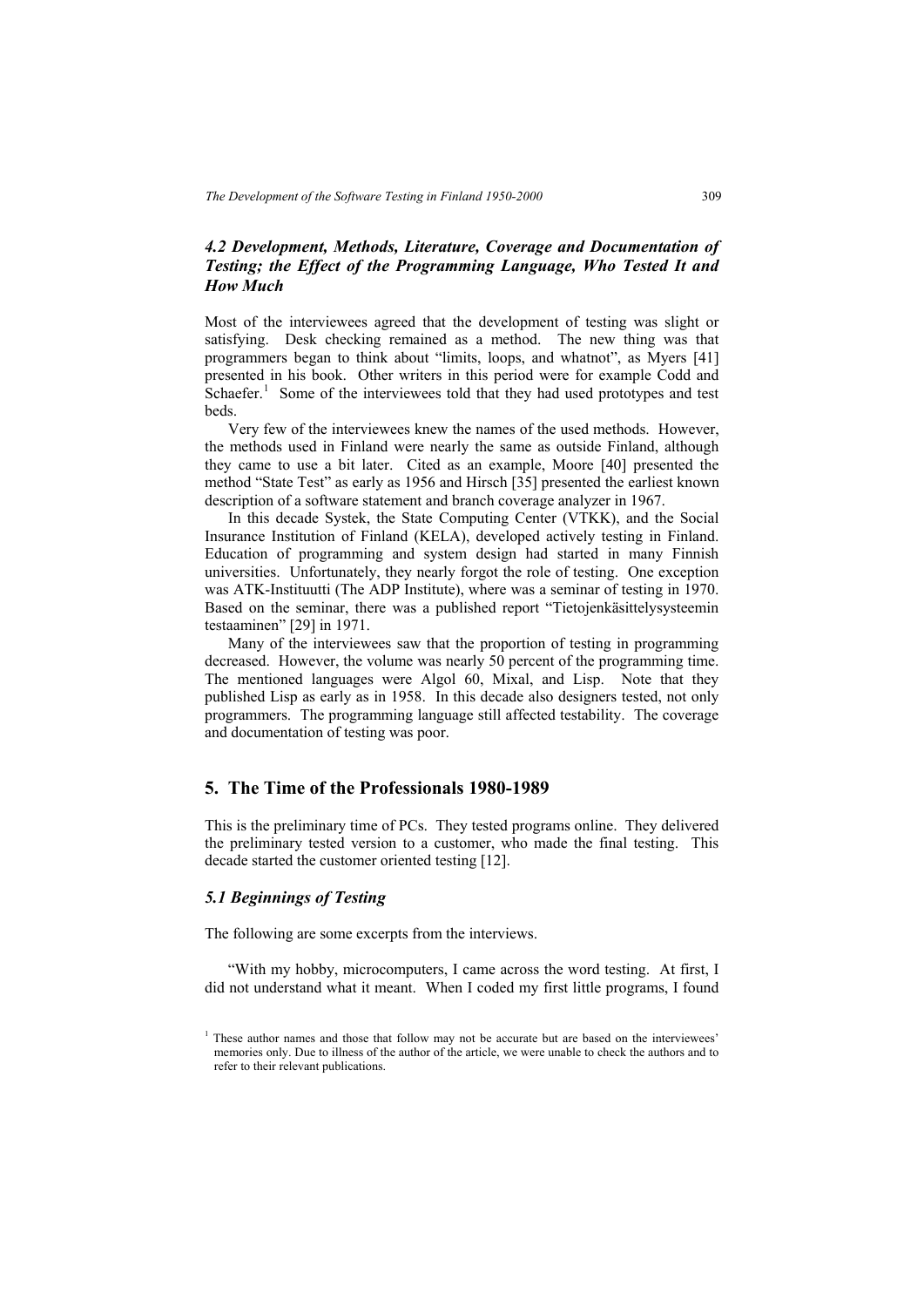### *4.2 Development, Methods, Literature, Coverage and Documentation of Testing; the Effect of the Programming Language, Who Tested It and How Much*

Most of the interviewees agreed that the development of testing was slight or satisfying. Desk checking remained as a method. The new thing was that programmers began to think about "limits, loops, and whatnot", as Myers [41] presented in his book. Other writers in this period were for example Codd and Schaefer.[1] Some of the interviewees told that they had used prototypes and test beds.

Very few of the interviewees knew the names of the used methods. However, the methods used in Finland were nearly the same as outside Finland, although they came to use a bit later. Cited as an example, Moore [40] presented the method "State Test" as early as 1956 and Hirsch [35] presented the earliest known description of a software statement and branch coverage analyzer in 1967.

In this decade Systek, the State Computing Center (VTKK), and the Social Insurance Institution of Finland (KELA), developed actively testing in Finland. Education of programming and system design had started in many Finnish universities. Unfortunately, they nearly forgot the role of testing. One exception was ATK-Instituutti (The ADP Institute), where was a seminar of testing in 1970. Based on the seminar, there was a published report "Tietojenkäsittelysysteemin testaaminen" [29] in 1971.

Many of the interviewees saw that the proportion of testing in programming decreased. However, the volume was nearly 50 percent of the programming time. The mentioned languages were Algol 60, Mixal, and Lisp. Note that they published Lisp as early as in 1958. In this decade also designers tested, not only programmers. The programming language still affected testability. The coverage and documentation of testing was poor.

## 5. The Time of the Professionals 1980-1989

This is the preliminary time of PCs. They tested programs online. They delivered the preliminary tested version to a customer, who made the final testing. This decade started the customer oriented testing [12].

### *5.1 Beginnings of Testing*

The following are some excerpts from the interviews.

"With my hobby, microcomputers, I came across the word testing. At first, I did not understand what it meant. When I coded my first little programs, I found

[1] These author names and those that follow may not be accurate but are based on the interviewees' memories only. Due to illness of the author of the article, we were unable to check the authors and to refer to their relevant publications.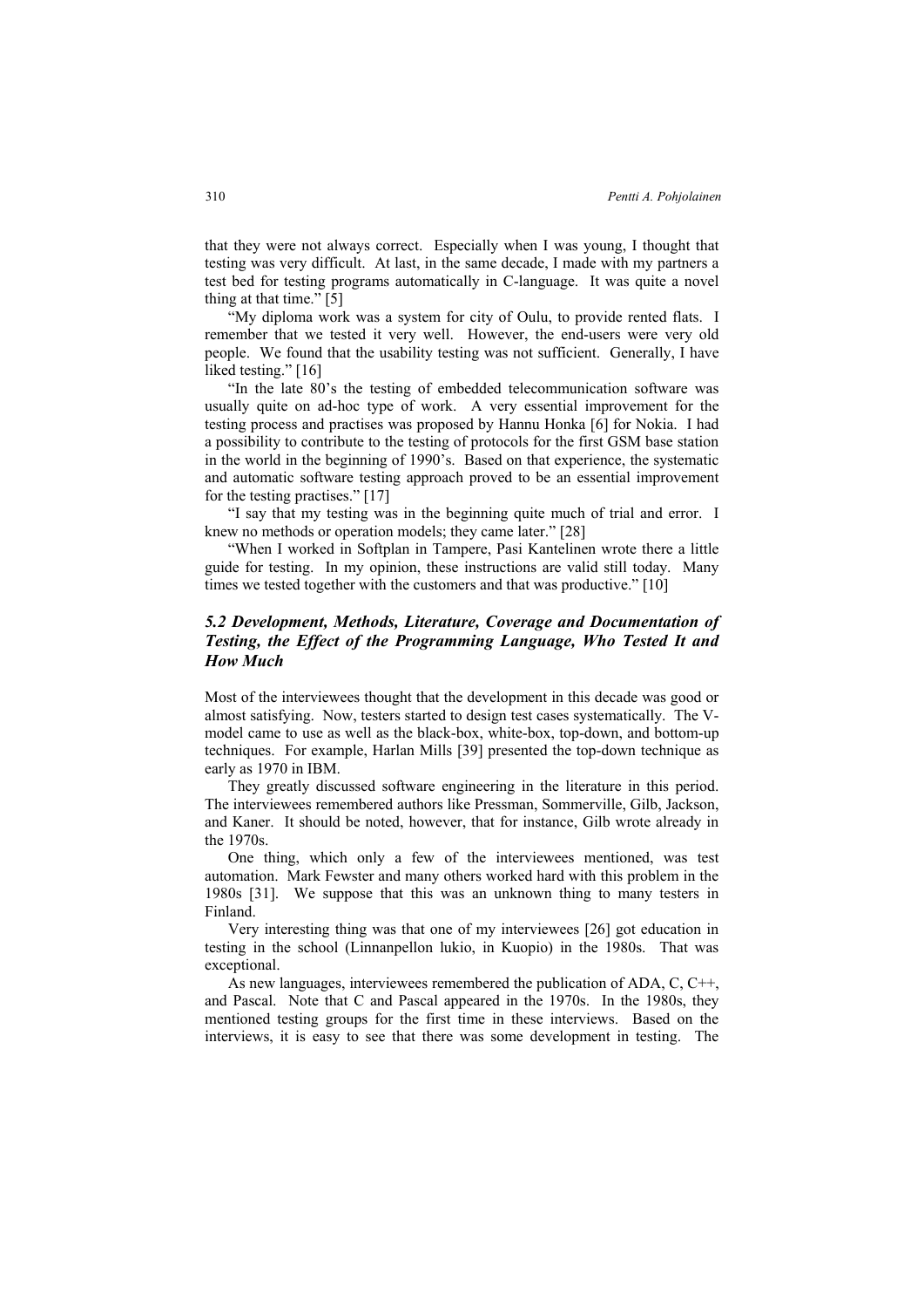that they were not always correct. Especially when I was young, I thought that testing was very difficult. At last, in the same decade, I made with my partners a test bed for testing programs automatically in C-language. It was quite a novel thing at that time." [5]

"My diploma work was a system for city of Oulu, to provide rented flats. I remember that we tested it very well. However, the end-users were very old people. We found that the usability testing was not sufficient. Generally, I have liked testing." [16]

"In the late 80's the testing of embedded telecommunication software was usually quite on ad-hoc type of work. A very essential improvement for the testing process and practises was proposed by Hannu Honka [6] for Nokia. I had a possibility to contribute to the testing of protocols for the first GSM base station in the world in the beginning of 1990's. Based on that experience, the systematic and automatic software testing approach proved to be an essential improvement for the testing practises." [17]

"I say that my testing was in the beginning quite much of trial and error. I knew no methods or operation models; they came later." [28]

"When I worked in Softplan in Tampere, Pasi Kantelinen wrote there a little guide for testing. In my opinion, these instructions are valid still today. Many times we tested together with the customers and that was productive." [10]

### *5.2 Development, Methods, Literature, Coverage and Documentation of Testing, the Effect of the Programming Language, Who Tested It and How Much*

Most of the interviewees thought that the development in this decade was good or almost satisfying. Now, testers started to design test cases systematically. The V-model came to use as well as the black-box, white-box, top-down, and bottom-up techniques. For example, Harlan Mills [39] presented the top-down technique as early as 1970 in IBM.

They greatly discussed software engineering in the literature in this period. The interviewees remembered authors like Pressman, Sommerville, Gilb, Jackson, and Kaner. It should be noted, however, that for instance, Gilb wrote already in the 1970s.

One thing, which only a few of the interviewees mentioned, was test automation. Mark Fewster and many others worked hard with this problem in the 1980s [31]. We suppose that this was an unknown thing to many testers in Finland.

Very interesting thing was that one of my interviewees [26] got education in testing in the school (Linnanpellon lukio, in Kuopio) in the 1980s. That was exceptional.

As new languages, interviewees remembered the publication of ADA, C, C++, and Pascal. Note that C and Pascal appeared in the 1970s. In the 1980s, they mentioned testing groups for the first time in these interviews. Based on the interviews, it is easy to see that there was some development in testing. The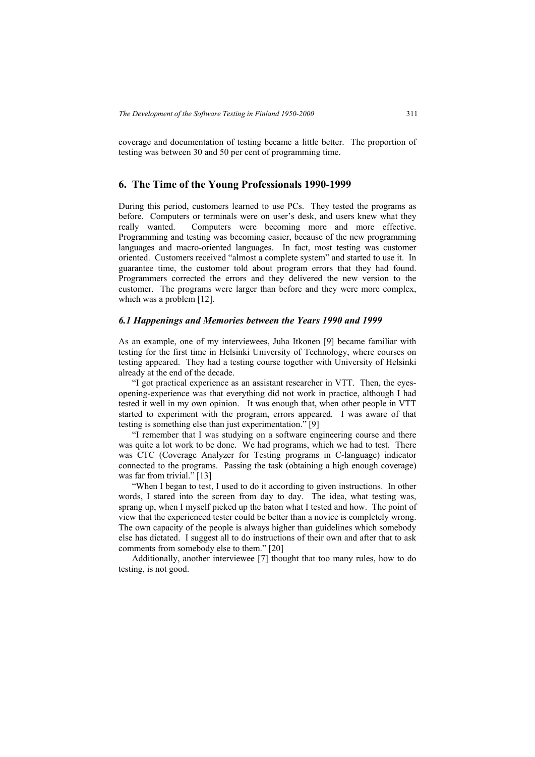coverage and documentation of testing became a little better. The proportion of testing was between 30 and 50 per cent of programming time.

## 6. The Time of the Young Professionals 1990-1999

During this period, customers learned to use PCs. They tested the programs as before. Computers or terminals were on user's desk, and users knew what they really wanted. Computers were becoming more and more effective. Programming and testing was becoming easier, because of the new programming languages and macro-oriented languages. In fact, most testing was customer oriented. Customers received "almost a complete system" and started to use it. In guarantee time, the customer told about program errors that they had found. Programmers corrected the errors and they delivered the new version to the customer. The programs were larger than before and they were more complex, which was a problem [12].

### *6.1 Happenings and Memories between the Years 1990 and 1999*

As an example, one of my interviewees, Juha Itkonen [9] became familiar with testing for the first time in Helsinki University of Technology, where courses on testing appeared. They had a testing course together with University of Helsinki already at the end of the decade.

"I got practical experience as an assistant researcher in VTT. Then, the eyes-opening-experience was that everything did not work in practice, although I had tested it well in my own opinion. It was enough that, when other people in VTT started to experiment with the program, errors appeared. I was aware of that testing is something else than just experimentation." [9]

"I remember that I was studying on a software engineering course and there was quite a lot work to be done. We had programs, which we had to test. There was CTC (Coverage Analyzer for Testing programs in C-language) indicator connected to the programs. Passing the task (obtaining a high enough coverage) was far from trivial." [13]

"When I began to test, I used to do it according to given instructions. In other words, I stared into the screen from day to day. The idea, what testing was, sprang up, when I myself picked up the baton what I tested and how. The point of view that the experienced tester could be better than a novice is completely wrong. The own capacity of the people is always higher than guidelines which somebody else has dictated. I suggest all to do instructions of their own and after that to ask comments from somebody else to them." [20]

Additionally, another interviewee [7] thought that too many rules, how to do testing, is not good.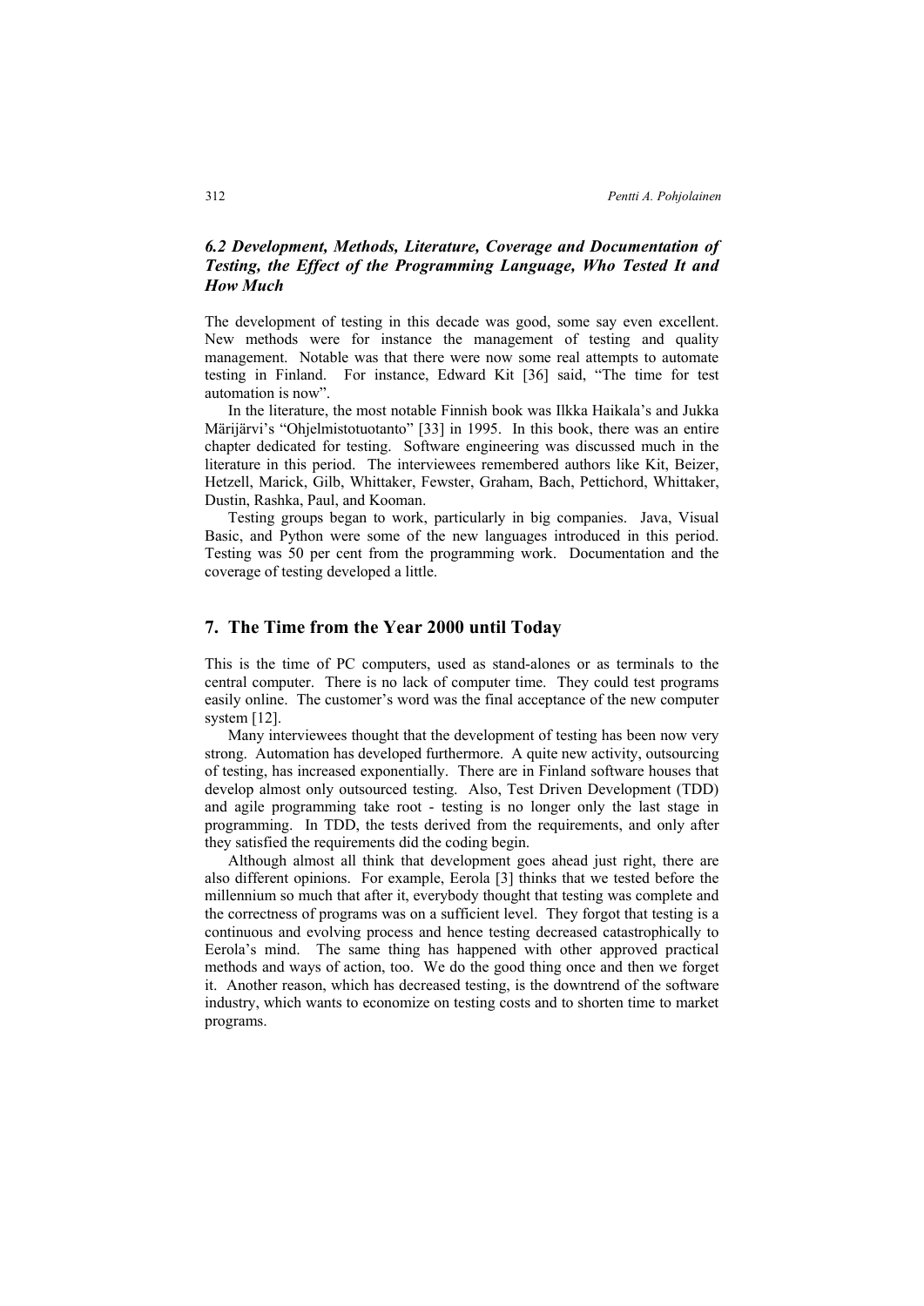### *6.2 Development, Methods, Literature, Coverage and Documentation of Testing, the Effect of the Programming Language, Who Tested It and How Much*

The development of testing in this decade was good, some say even excellent. New methods were for instance the management of testing and quality management. Notable was that there were now some real attempts to automate testing in Finland. For instance, Edward Kit [36] said, "The time for test automation is now".

In the literature, the most notable Finnish book was Ilkka Haikala's and Jukka Märijärvi's "Ohjelmistotuotanto" [33] in 1995. In this book, there was an entire chapter dedicated for testing. Software engineering was discussed much in the literature in this period. The interviewees remembered authors like Kit, Beizer, Hetzell, Marick, Gilb, Whittaker, Fewster, Graham, Bach, Pettichord, Whittaker, Dustin, Rashka, Paul, and Kooman.

Testing groups began to work, particularly in big companies. Java, Visual Basic, and Python were some of the new languages introduced in this period. Testing was 50 per cent from the programming work. Documentation and the coverage of testing developed a little.

## 7. The Time from the Year 2000 until Today

This is the time of PC computers, used as stand-alones or as terminals to the central computer. There is no lack of computer time. They could test programs easily online. The customer's word was the final acceptance of the new computer system [12].

Many interviewees thought that the development of testing has been now very strong. Automation has developed furthermore. A quite new activity, outsourcing of testing, has increased exponentially. There are in Finland software houses that develop almost only outsourced testing. Also, Test Driven Development (TDD) and agile programming take root - testing is no longer only the last stage in programming. In TDD, the tests derived from the requirements, and only after they satisfied the requirements did the coding begin.

Although almost all think that development goes ahead just right, there are also different opinions. For example, Eerola [3] thinks that we tested before the millennium so much that after it, everybody thought that testing was complete and the correctness of programs was on a sufficient level. They forgot that testing is a continuous and evolving process and hence testing decreased catastrophically to Eerola's mind. The same thing has happened with other approved practical methods and ways of action, too. We do the good thing once and then we forget it. Another reason, which has decreased testing, is the downtrend of the software industry, which wants to economize on testing costs and to shorten time to market programs.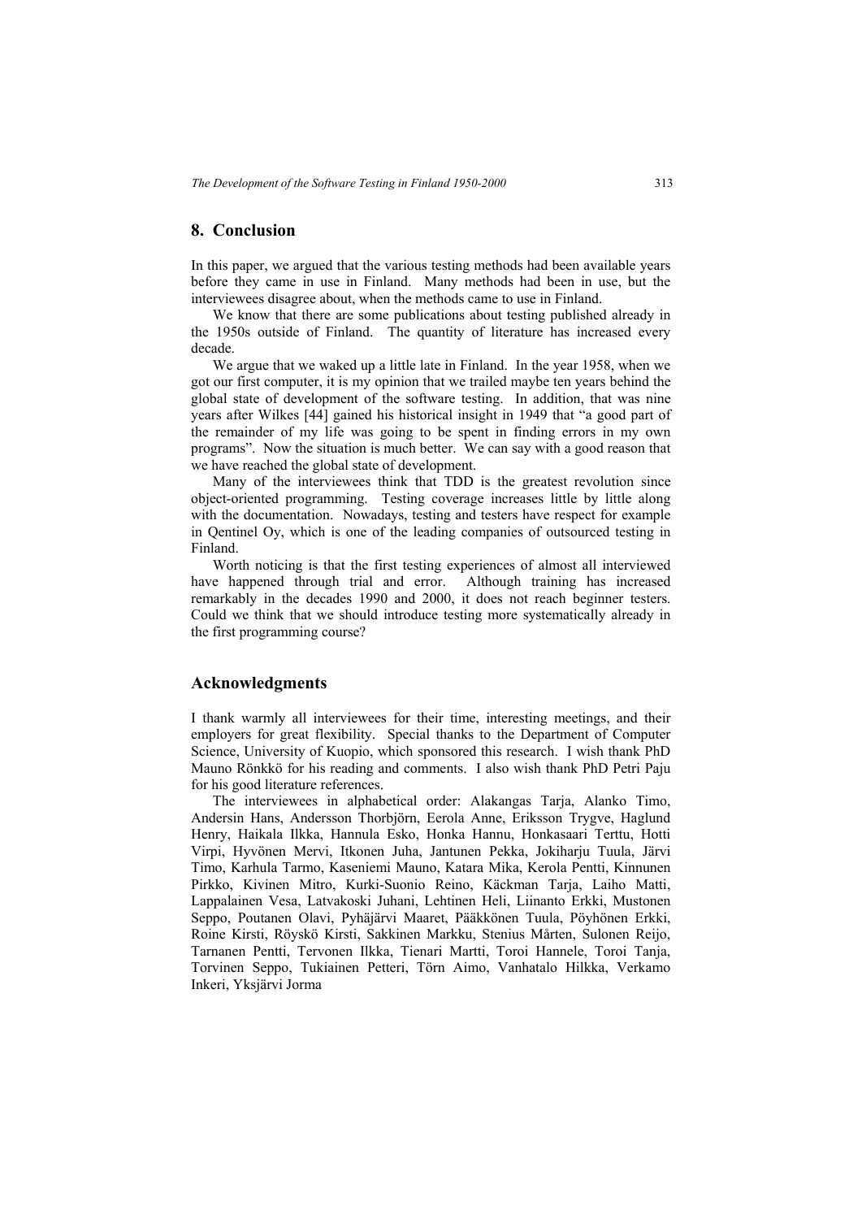## 8. Conclusion

In this paper, we argued that the various testing methods had been available years before they came in use in Finland. Many methods had been in use, but the interviewees disagree about, when the methods came to use in Finland.

We know that there are some publications about testing published already in the 1950s outside of Finland. The quantity of literature has increased every decade.

We argue that we waked up a little late in Finland. In the year 1958, when we got our first computer, it is my opinion that we trailed maybe ten years behind the global state of development of the software testing. In addition, that was nine years after Wilkes [44] gained his historical insight in 1949 that "a good part of the remainder of my life was going to be spent in finding errors in my own programs". Now the situation is much better. We can say with a good reason that we have reached the global state of development.

Many of the interviewees think that TDD is the greatest revolution since object-oriented programming. Testing coverage increases little by little along with the documentation. Nowadays, testing and testers have respect for example in Qentinel Oy, which is one of the leading companies of outsourced testing in Finland.

Worth noticing is that the first testing experiences of almost all interviewed have happened through trial and error. Although training has increased remarkably in the decades 1990 and 2000, it does not reach beginner testers. Could we think that we should introduce testing more systematically already in the first programming course?

## Acknowledgments

I thank warmly all interviewees for their time, interesting meetings, and their employers for great flexibility. Special thanks to the Department of Computer Science, University of Kuopio, which sponsored this research. I wish thank PhD Mauno Rönkkö for his reading and comments. I also wish thank PhD Petri Paju for his good literature references.

The interviewees in alphabetical order: Alakangas Tarja, Alanko Timo, Andersin Hans, Andersson Thorbjörn, Eerola Anne, Eriksson Trygve, Haglund Henry, Haikala Ilkka, Hannula Esko, Honka Hannu, Honkasaari Terttu, Hotti Virpi, Hyvönen Mervi, Itkonen Juha, Jantunen Pekka, Jokiharju Tuula, Järvi Timo, Karhula Tarmo, Kaseniemi Mauno, Katara Mika, Kerola Pentti, Kinnunen Pirkko, Kivinen Mitro, Kurki-Suonio Reino, Käckman Tarja, Laiho Matti, Lappalainen Vesa, Latvakoski Juhani, Lehtinen Heli, Liinanto Erkki, Mustonen Seppo, Poutanen Olavi, Pyhäjärvi Maaret, Pääkkönen Tuula, Pöyhönen Erkki, Roine Kirsti, Röyskö Kirsti, Sakkinen Markku, Stenius Mårten, Sulonen Reijo, Tarnanen Pentti, Tervonen Ilkka, Tienari Martti, Toroi Hannele, Toroi Tanja, Torvinen Seppo, Tukiainen Petteri, Törn Aimo, Vanhatalo Hilkka, Verkamo Inkeri, Yksjärvi Jorma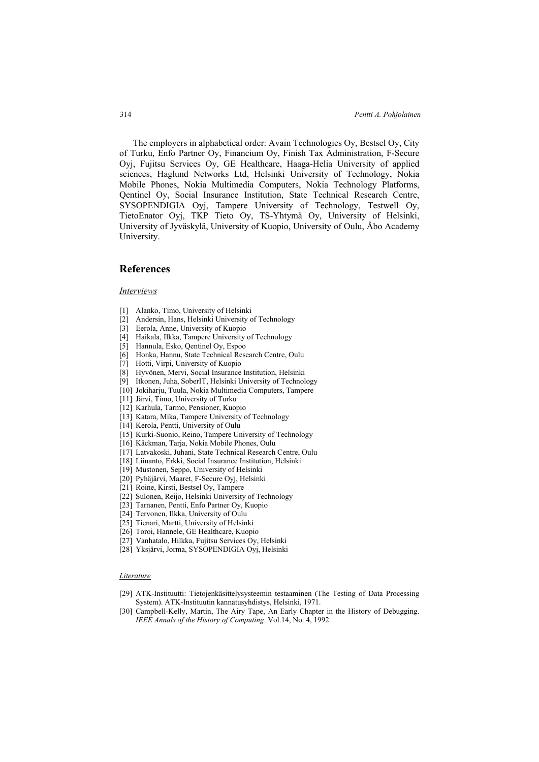The employers in alphabetical order: Avain Technologies Oy, Bestsel Oy, City of Turku, Enfo Partner Oy, Financium Oy, Finish Tax Administration, F-Secure Oyj, Fujitsu Services Oy, GE Healthcare, Haaga-Helia University of applied sciences, Haglund Networks Ltd, Helsinki University of Technology, Nokia Mobile Phones, Nokia Multimedia Computers, Nokia Technology Platforms, Qentinel Oy, Social Insurance Institution, State Technical Research Centre, SYSOPENDIGIA Oyj, Tampere University of Technology, Testwell Oy, TietoEnator Oyj, TKP Tieto Oy, TS-Yhtymä Oy, University of Helsinki, University of Jyväskylä, University of Kuopio, University of Oulu, Åbo Academy University.

## References

*Interviews*

[1] Alanko, Timo, University of Helsinki
[2] Andersin, Hans, Helsinki University of Technology
[3] Eerola, Anne, University of Kuopio
[4] Haikala, Ilkka, Tampere University of Technology
[5] Hannula, Esko, Qentinel Oy, Espoo
[6] Honka, Hannu, State Technical Research Centre, Oulu
[7] Hotti, Virpi, University of Kuopio
[8] Hyvönen, Mervi, Social Insurance Institution, Helsinki
[9] Itkonen, Juha, SoberIT, Helsinki University of Technology
[10] Jokiharju, Tuula, Nokia Multimedia Computers, Tampere
[11] Järvi, Timo, University of Turku
[12] Karhula, Tarmo, Pensioner, Kuopio
[13] Katara, Mika, Tampere University of Technology
[14] Kerola, Pentti, University of Oulu
[15] Kurki-Suonio, Reino, Tampere University of Technology
[16] Käckman, Tarja, Nokia Mobile Phones, Oulu
[17] Latvakoski, Juhani, State Technical Research Centre, Oulu
[18] Liinanto, Erkki, Social Insurance Institution, Helsinki
[19] Mustonen, Seppo, University of Helsinki
[20] Pyhäjärvi, Maaret, F-Secure Oyj, Helsinki
[21] Roine, Kirsti, Bestsel Oy, Tampere
[22] Sulonen, Reijo, Helsinki University of Technology
[23] Tarnanen, Pentti, Enfo Partner Oy, Kuopio
[24] Tervonen, Ilkka, University of Oulu
[25] Tienari, Martti, University of Helsinki
[26] Toroi, Hannele, GE Healthcare, Kuopio
[27] Vanhatalo, Hilkka, Fujitsu Services Oy, Helsinki
[28] Yksjärvi, Jorma, SYSOPENDIGIA Oyj, Helsinki

*Literature*

[29] ATK-Instituutti: Tietojenkäsittelysysteemin testaaminen (The Testing of Data Processing System). ATK-Instituutin kannatusyhdistys, Helsinki, 1971.
[30] Campbell-Kelly, Martin, The Airy Tape, An Early Chapter in the History of Debugging. *IEEE Annals of the History of Computing*. Vol.14, No. 4, 1992.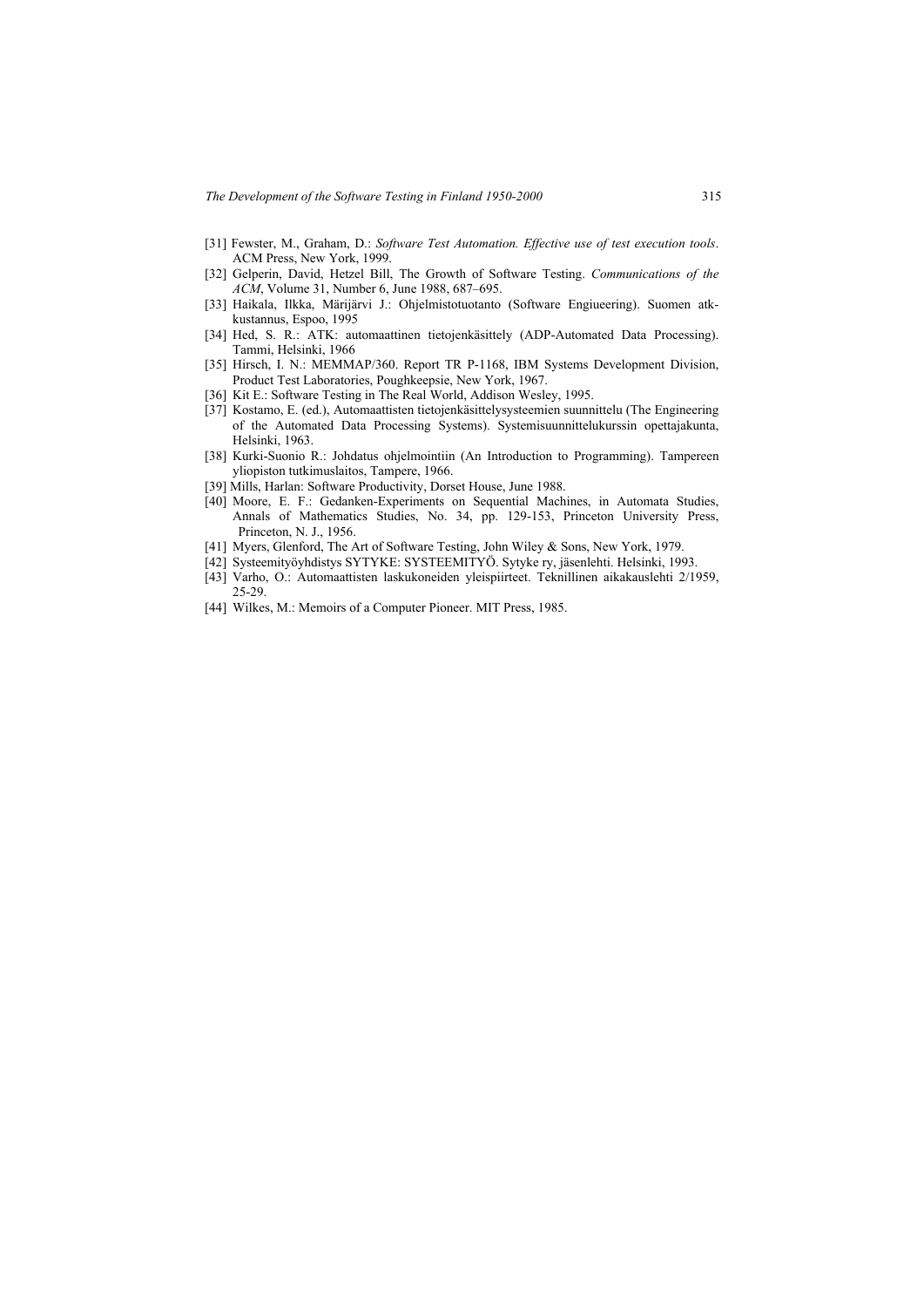[31] Fewster, M., Graham, D.: *Software Test Automation. Effective use of test execution tools*. ACM Press, New York, 1999.

[32] Gelperin, David, Hetzel Bill, The Growth of Software Testing. *Communications of the ACM*, Volume 31, Number 6, June 1988, 687–695.

[33] Haikala, Ilkka, Märijärvi J.: Ohjelmistotuotanto (Software Engiueering). Suomen atk-kustannus, Espoo, 1995

[34] Hed, S. R.: ATK: automaattinen tietojenkäsittely (ADP-Automated Data Processing). Tammi, Helsinki, 1966

[35] Hirsch, I. N.: MEMMAP/360. Report TR P-1168, IBM Systems Development Division, Product Test Laboratories, Poughkeepsie, New York, 1967.

[36] Kit E.: Software Testing in The Real World, Addison Wesley, 1995.

[37] Kostamo, E. (ed.), Automaattisten tietojenkäsittelysysteemien suunnittelu (The Engineering of the Automated Data Processing Systems). Systemisuunnittelukurssin opettajakunta, Helsinki, 1963.

[38] Kurki-Suonio R.: Johdatus ohjelmointiin (An Introduction to Programming). Tampereen yliopiston tutkimuslaitos, Tampere, 1966.

[39] Mills, Harlan: Software Productivity, Dorset House, June 1988.

[40] Moore, E. F.: Gedanken-Experiments on Sequential Machines, in Automata Studies, Annals of Mathematics Studies, No. 34, pp. 129-153, Princeton University Press, Princeton, N. J., 1956.

[41] Myers, Glenford, The Art of Software Testing, John Wiley & Sons, New York, 1979.

[42] Systeemityöyhdistys SYTYKE: SYSTEEMITYÖ. Sytyke ry, jäsenlehti. Helsinki, 1993.

[43] Varho, O.: Automaattisten laskukoneiden yleispiirteet. Teknillinen aikakauslehti 2/1959, 25-29.

[44] Wilkes, M.: Memoirs of a Computer Pioneer. MIT Press, 1985.